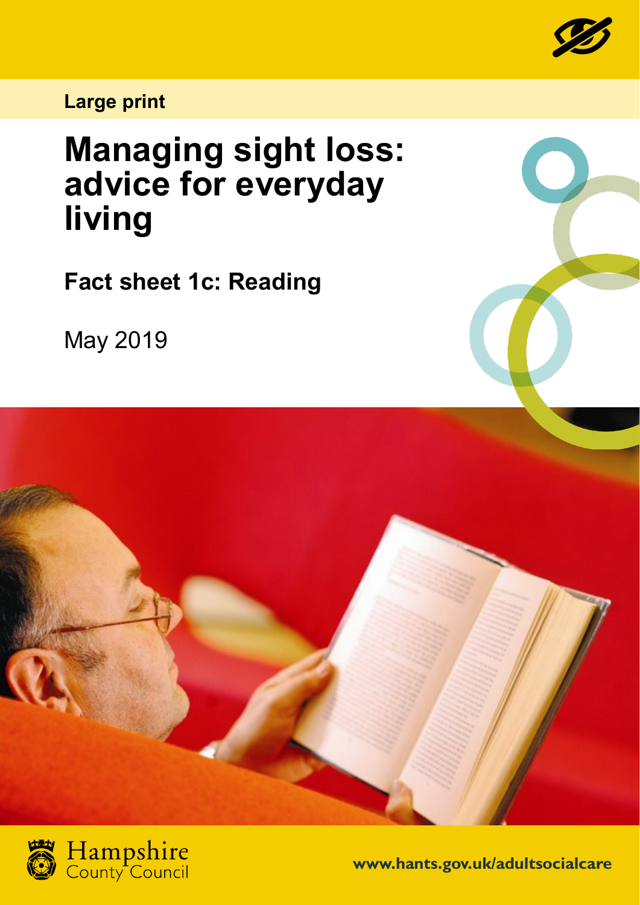Large print

# Managing sight loss: advice for everyday living

## Fact sheet 1c: Reading

May 2019

Hampshire County Council

www.hants.gov.uk/adultsocialcare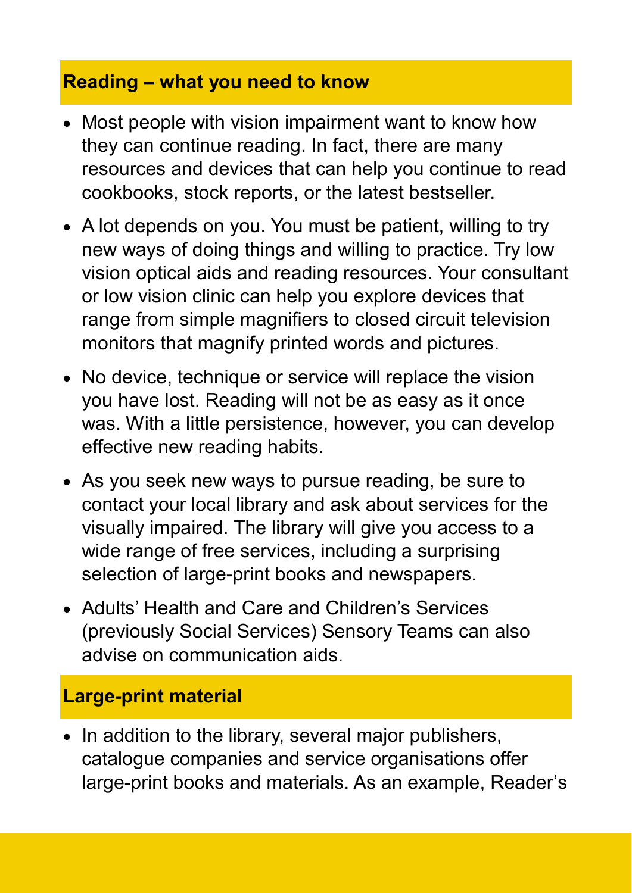## Reading – what you need to know

- Most people with vision impairment want to know how they can continue reading. In fact, there are many resources and devices that can help you continue to read cookbooks, stock reports, or the latest bestseller.
- A lot depends on you. You must be patient, willing to try new ways of doing things and willing to practice. Try low vision optical aids and reading resources. Your consultant or low vision clinic can help you explore devices that range from simple magnifiers to closed circuit television monitors that magnify printed words and pictures.
- No device, technique or service will replace the vision you have lost. Reading will not be as easy as it once was. With a little persistence, however, you can develop effective new reading habits.
- As you seek new ways to pursue reading, be sure to contact your local library and ask about services for the visually impaired. The library will give you access to a wide range of free services, including a surprising selection of large-print books and newspapers.
- Adults' Health and Care and Children's Services (previously Social Services) Sensory Teams can also advise on communication aids.

## Large-print material

- In addition to the library, several major publishers, catalogue companies and service organisations offer large-print books and materials. As an example, Reader's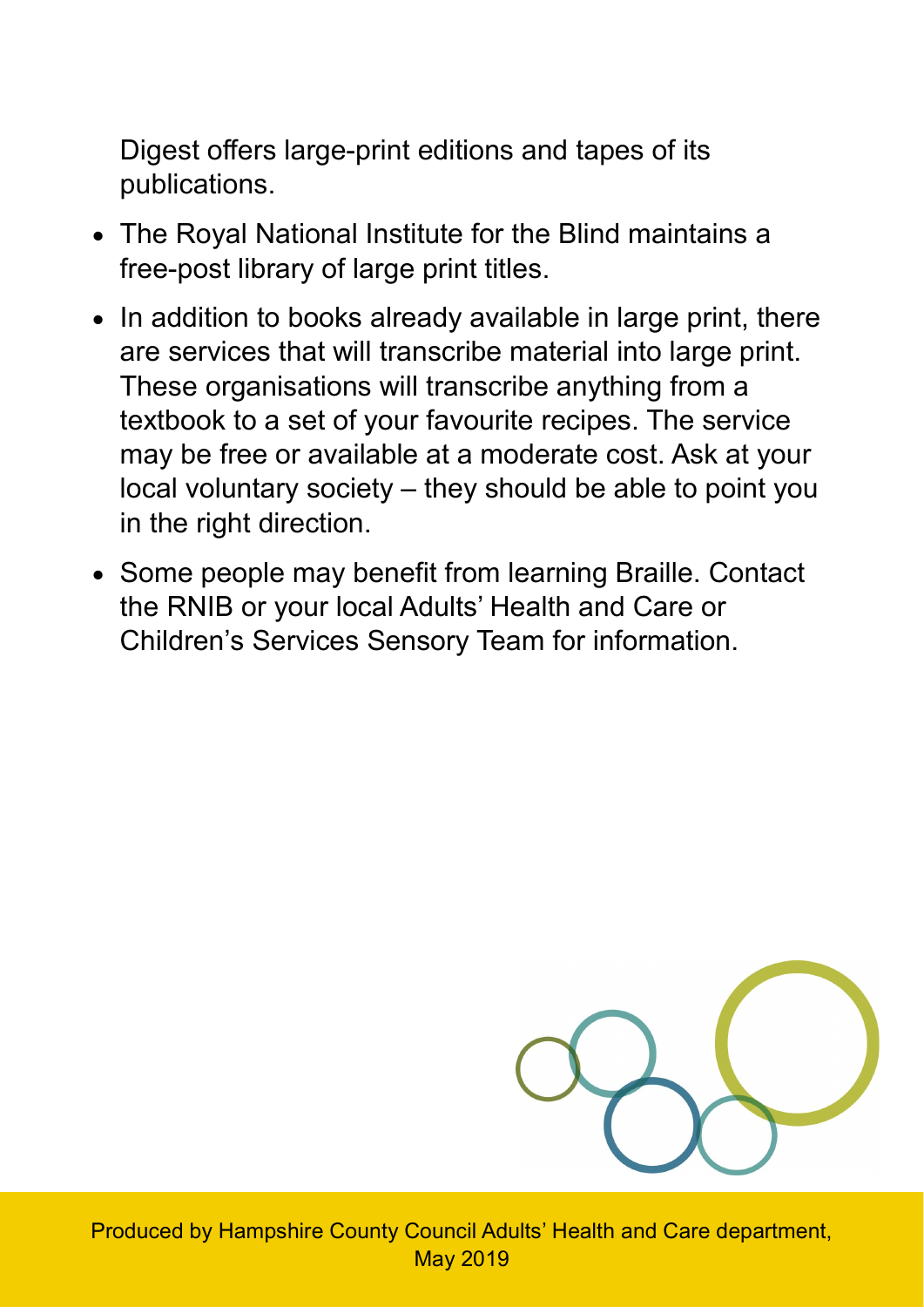Digest offers large-print editions and tapes of its publications.

- The Royal National Institute for the Blind maintains a free-post library of large print titles.
- In addition to books already available in large print, there are services that will transcribe material into large print. These organisations will transcribe anything from a textbook to a set of your favourite recipes. The service may be free or available at a moderate cost. Ask at your local voluntary society – they should be able to point you in the right direction.
- Some people may benefit from learning Braille. Contact the RNIB or your local Adults' Health and Care or Children's Services Sensory Team for information.

Produced by Hampshire County Council Adults' Health and Care department, May 2019